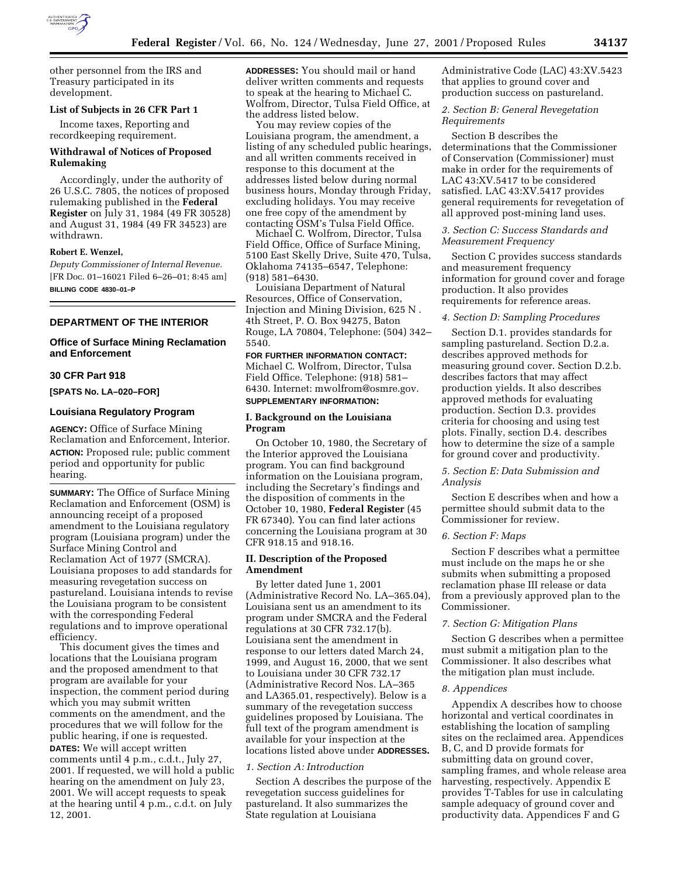other personnel from the IRS and Treasury participated in its development.

**List of Subjects in 26 CFR Part 1**

Income taxes, Reporting and recordkeeping requirement.

**Withdrawal of Notices of Proposed Rulemaking**

Accordingly, under the authority of 26 U.S.C. 7805, the notices of proposed rulemaking published in the **Federal Register** on July 31, 1984 (49 FR 30528) and August 31, 1984 (49 FR 34523) are withdrawn.

**Robert E. Wenzel,**

*Deputy Commissioner of Internal Revenue.*

[FR Doc. 01–16021 Filed 6–26–01; 8:45 am]

**BILLING CODE 4830–01–P**

---

## DEPARTMENT OF THE INTERIOR

### Office of Surface Mining Reclamation and Enforcement

### 30 CFR Part 918

**[SPATS No. LA–020–FOR]**

### Louisiana Regulatory Program

**AGENCY:** Office of Surface Mining Reclamation and Enforcement, Interior.

**ACTION:** Proposed rule; public comment period and opportunity for public hearing.

**SUMMARY:** The Office of Surface Mining Reclamation and Enforcement (OSM) is announcing receipt of a proposed amendment to the Louisiana regulatory program (Louisiana program) under the Surface Mining Control and Reclamation Act of 1977 (SMCRA). Louisiana proposes to add standards for measuring revegetation success on pastureland. Louisiana intends to revise the Louisiana program to be consistent with the corresponding Federal regulations and to improve operational efficiency.

This document gives the times and locations that the Louisiana program and the proposed amendment to that program are available for your inspection, the comment period during which you may submit written comments on the amendment, and the procedures that we will follow for the public hearing, if one is requested.

**DATES:** We will accept written comments until 4 p.m., c.d.t., July 27, 2001. If requested, we will hold a public hearing on the amendment on July 23, 2001. We will accept requests to speak at the hearing until 4 p.m., c.d.t. on July 12, 2001.

**ADDRESSES:** You should mail or hand deliver written comments and requests to speak at the hearing to Michael C. Wolfrom, Director, Tulsa Field Office, at the address listed below.

You may review copies of the Louisiana program, the amendment, a listing of any scheduled public hearings, and all written comments received in response to this document at the addresses listed below during normal business hours, Monday through Friday, excluding holidays. You may receive one free copy of the amendment by contacting OSM's Tulsa Field Office.

Michael C. Wolfrom, Director, Tulsa Field Office, Office of Surface Mining, 5100 East Skelly Drive, Suite 470, Tulsa, Oklahoma 74135–6547, Telephone: (918) 581–6430.

Louisiana Department of Natural Resources, Office of Conservation, Injection and Mining Division, 625 N . 4th Street, P. O. Box 94275, Baton Rouge, LA 70804, Telephone: (504) 342–5540.

**FOR FURTHER INFORMATION CONTACT:** Michael C. Wolfrom, Director, Tulsa Field Office. Telephone: (918) 581–6430. Internet: mwolfrom@osmre.gov.

**SUPPLEMENTARY INFORMATION:**

### I. Background on the Louisiana Program

On October 10, 1980, the Secretary of the Interior approved the Louisiana program. You can find background information on the Louisiana program, including the Secretary's findings and the disposition of comments in the October 10, 1980, **Federal Register** (45 FR 67340). You can find later actions concerning the Louisiana program at 30 CFR 918.15 and 918.16.

### II. Description of the Proposed Amendment

By letter dated June 1, 2001 (Administrative Record No. LA–365.04), Louisiana sent us an amendment to its program under SMCRA and the Federal regulations at 30 CFR 732.17(b). Louisiana sent the amendment in response to our letters dated March 24, 1999, and August 16, 2000, that we sent to Louisiana under 30 CFR 732.17 (Administrative Record Nos. LA–365 and LA365.01, respectively). Below is a summary of the revegetation success guidelines proposed by Louisiana. The full text of the program amendment is available for your inspection at the locations listed above under **ADDRESSES.**

*1. Section A: Introduction*

Section A describes the purpose of the revegetation success guidelines for pastureland. It also summarizes the State regulation at Louisiana Administrative Code (LAC) 43:XV.5423 that applies to ground cover and production success on pastureland.

*2. Section B: General Revegetation Requirements*

Section B describes the determinations that the Commissioner of Conservation (Commissioner) must make in order for the requirements of LAC 43:XV.5417 to be considered satisfied. LAC 43:XV.5417 provides general requirements for revegetation of all approved post-mining land uses.

*3. Section C: Success Standards and Measurement Frequency*

Section C provides success standards and measurement frequency information for ground cover and forage production. It also provides requirements for reference areas.

*4. Section D: Sampling Procedures*

Section D.1. provides standards for sampling pastureland. Section D.2.a. describes approved methods for measuring ground cover. Section D.2.b. describes factors that may affect production yields. It also describes approved methods for evaluating production. Section D.3. provides criteria for choosing and using test plots. Finally, section D.4. describes how to determine the size of a sample for ground cover and productivity.

*5. Section E: Data Submission and Analysis*

Section E describes when and how a permittee should submit data to the Commissioner for review.

*6. Section F: Maps*

Section F describes what a permittee must include on the maps he or she submits when submitting a proposed reclamation phase III release or data from a previously approved plan to the Commissioner.

*7. Section G: Mitigation Plans*

Section G describes when a permittee must submit a mitigation plan to the Commissioner. It also describes what the mitigation plan must include.

*8. Appendices*

Appendix A describes how to choose horizontal and vertical coordinates in establishing the location of sampling sites on the reclaimed area. Appendices B, C, and D provide formats for submitting data on ground cover, sampling frames, and whole release area harvesting, respectively. Appendix E provides T-Tables for use in calculating sample adequacy of ground cover and productivity data. Appendices F and G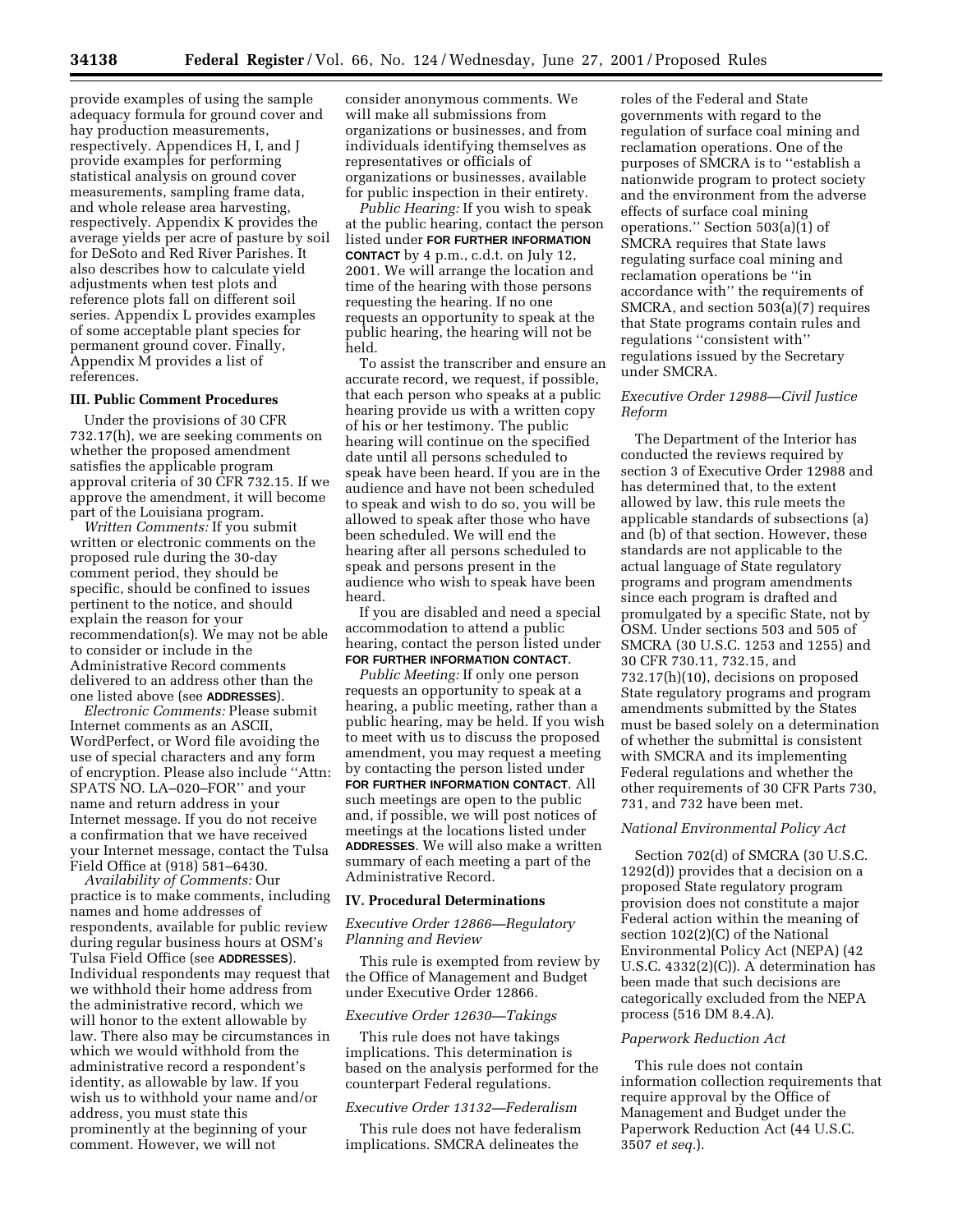provide examples of using the sample adequacy formula for ground cover and hay production measurements, respectively. Appendices H, I, and J provide examples for performing statistical analysis on ground cover measurements, sampling frame data, and whole release area harvesting, respectively. Appendix K provides the average yields per acre of pasture by soil for DeSoto and Red River Parishes. It also describes how to calculate yield adjustments when test plots and reference plots fall on different soil series. Appendix L provides examples of some acceptable plant species for permanent ground cover. Finally, Appendix M provides a list of references.

### III. Public Comment Procedures

Under the provisions of 30 CFR 732.17(h), we are seeking comments on whether the proposed amendment satisfies the applicable program approval criteria of 30 CFR 732.15. If we approve the amendment, it will become part of the Louisiana program.

*Written Comments:* If you submit written or electronic comments on the proposed rule during the 30-day comment period, they should be specific, should be confined to issues pertinent to the notice, and should explain the reason for your recommendation(s). We may not be able to consider or include in the Administrative Record comments delivered to an address other than the one listed above (see **ADDRESSES**).

*Electronic Comments:* Please submit Internet comments as an ASCII, WordPerfect, or Word file avoiding the use of special characters and any form of encryption. Please also include "Attn: SPATS NO. LA–020–FOR" and your name and return address in your Internet message. If you do not receive a confirmation that we have received your Internet message, contact the Tulsa Field Office at (918) 581–6430.

*Availability of Comments:* Our practice is to make comments, including names and home addresses of respondents, available for public review during regular business hours at OSM's Tulsa Field Office (see **ADDRESSES**). Individual respondents may request that we withhold their home address from the administrative record, which we will honor to the extent allowable by law. There also may be circumstances in which we would withhold from the administrative record a respondent's identity, as allowable by law. If you wish us to withhold your name and/or address, you must state this prominently at the beginning of your comment. However, we will not consider anonymous comments. We will make all submissions from organizations or businesses, and from individuals identifying themselves as representatives or officials of organizations or businesses, available for public inspection in their entirety.

*Public Hearing:* If you wish to speak at the public hearing, contact the person listed under **FOR FURTHER INFORMATION CONTACT** by 4 p.m., c.d.t. on July 12, 2001. We will arrange the location and time of the hearing with those persons requesting the hearing. If no one requests an opportunity to speak at the public hearing, the hearing will not be held.

To assist the transcriber and ensure an accurate record, we request, if possible, that each person who speaks at a public hearing provide us with a written copy of his or her testimony. The public hearing will continue on the specified date until all persons scheduled to speak have been heard. If you are in the audience and have not been scheduled to speak and wish to do so, you will be allowed to speak after those who have been scheduled. We will end the hearing after all persons scheduled to speak and persons present in the audience who wish to speak have been heard.

If you are disabled and need a special accommodation to attend a public hearing, contact the person listed under **FOR FURTHER INFORMATION CONTACT**.

*Public Meeting:* If only one person requests an opportunity to speak at a hearing, a public meeting, rather than a public hearing, may be held. If you wish to meet with us to discuss the proposed amendment, you may request a meeting by contacting the person listed under **FOR FURTHER INFORMATION CONTACT**. All such meetings are open to the public and, if possible, we will post notices of meetings at the locations listed under **ADDRESSES**. We will also make a written summary of each meeting a part of the Administrative Record.

### IV. Procedural Determinations

#### *Executive Order 12866—Regulatory Planning and Review*

This rule is exempted from review by the Office of Management and Budget under Executive Order 12866.

#### *Executive Order 12630—Takings*

This rule does not have takings implications. This determination is based on the analysis performed for the counterpart Federal regulations.

#### *Executive Order 13132—Federalism*

This rule does not have federalism implications. SMCRA delineates the roles of the Federal and State governments with regard to the regulation of surface coal mining and reclamation operations. One of the purposes of SMCRA is to "establish a nationwide program to protect society and the environment from the adverse effects of surface coal mining operations." Section 503(a)(1) of SMCRA requires that State laws regulating surface coal mining and reclamation operations be "in accordance with" the requirements of SMCRA, and section 503(a)(7) requires that State programs contain rules and regulations "consistent with" regulations issued by the Secretary under SMCRA.

#### *Executive Order 12988—Civil Justice Reform*

The Department of the Interior has conducted the reviews required by section 3 of Executive Order 12988 and has determined that, to the extent allowed by law, this rule meets the applicable standards of subsections (a) and (b) of that section. However, these standards are not applicable to the actual language of State regulatory programs and program amendments since each program is drafted and promulgated by a specific State, not by OSM. Under sections 503 and 505 of SMCRA (30 U.S.C. 1253 and 1255) and 30 CFR 730.11, 732.15, and 732.17(h)(10), decisions on proposed State regulatory programs and program amendments submitted by the States must be based solely on a determination of whether the submittal is consistent with SMCRA and its implementing Federal regulations and whether the other requirements of 30 CFR Parts 730, 731, and 732 have been met.

#### *National Environmental Policy Act*

Section 702(d) of SMCRA (30 U.S.C. 1292(d)) provides that a decision on a proposed State regulatory program provision does not constitute a major Federal action within the meaning of section 102(2)(C) of the National Environmental Policy Act (NEPA) (42 U.S.C. 4332(2)(C)). A determination has been made that such decisions are categorically excluded from the NEPA process (516 DM 8.4.A).

#### *Paperwork Reduction Act*

This rule does not contain information collection requirements that require approval by the Office of Management and Budget under the Paperwork Reduction Act (44 U.S.C. 3507 *et seq.*).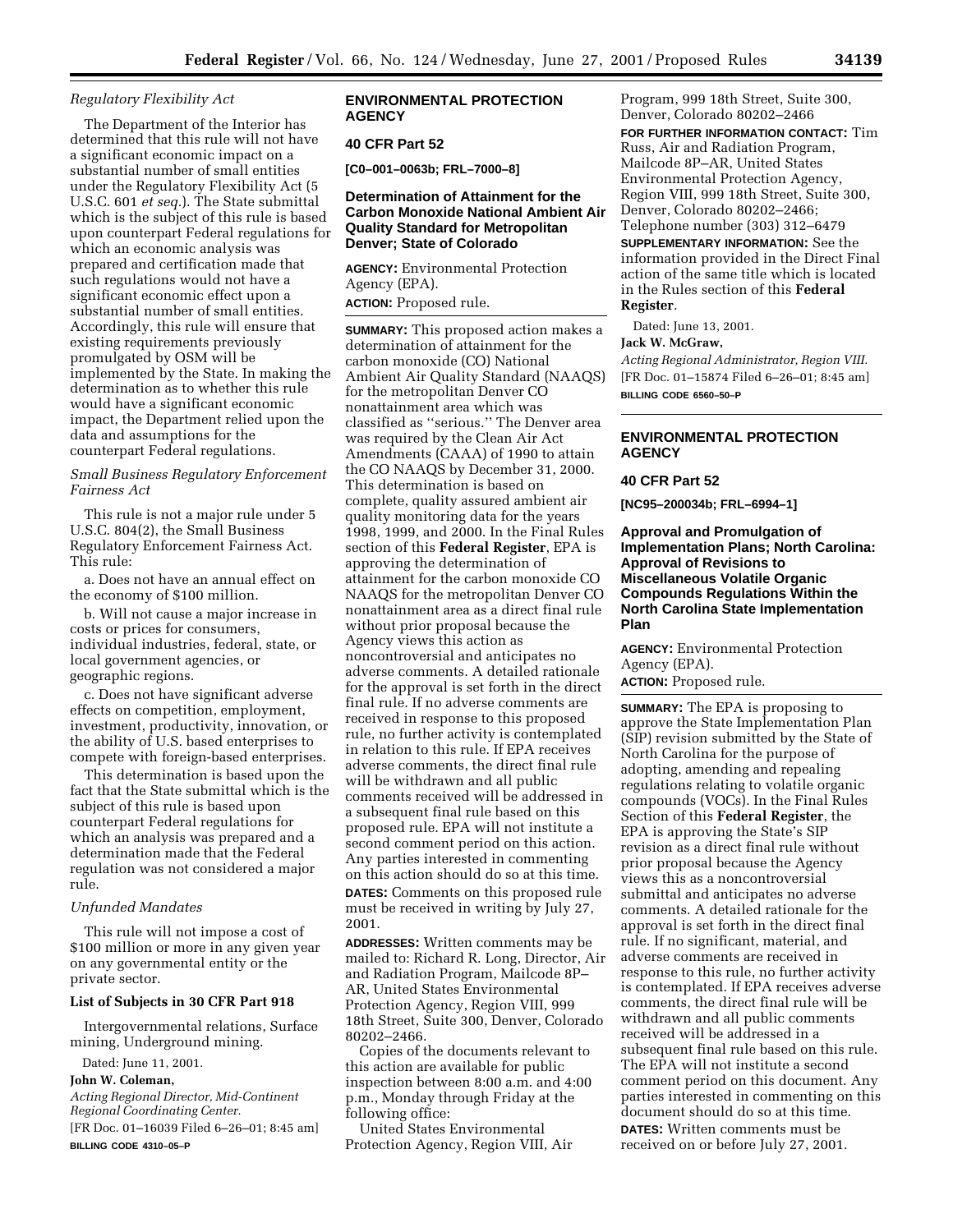*Regulatory Flexibility Act*

The Department of the Interior has determined that this rule will not have a significant economic impact on a substantial number of small entities under the Regulatory Flexibility Act (5 U.S.C. 601 *et seq.*). The State submittal which is the subject of this rule is based upon counterpart Federal regulations for which an economic analysis was prepared and certification made that such regulations would not have a significant economic effect upon a substantial number of small entities. Accordingly, this rule will ensure that existing requirements previously promulgated by OSM will be implemented by the State. In making the determination as to whether this rule would have a significant economic impact, the Department relied upon the data and assumptions for the counterpart Federal regulations.

*Small Business Regulatory Enforcement Fairness Act*

This rule is not a major rule under 5 U.S.C. 804(2), the Small Business Regulatory Enforcement Fairness Act. This rule:

a. Does not have an annual effect on the economy of $100 million.

b. Will not cause a major increase in costs or prices for consumers, individual industries, federal, state, or local government agencies, or geographic regions.

c. Does not have significant adverse effects on competition, employment, investment, productivity, innovation, or the ability of U.S. based enterprises to compete with foreign-based enterprises.

This determination is based upon the fact that the State submittal which is the subject of this rule is based upon counterpart Federal regulations for which an analysis was prepared and a determination made that the Federal regulation was not considered a major rule.

*Unfunded Mandates*

This rule will not impose a cost of $100 million or more in any given year on any governmental entity or the private sector.

**List of Subjects in 30 CFR Part 918**

Intergovernmental relations, Surface mining, Underground mining.

Dated: June 11, 2001.

**John W. Coleman,**

*Acting Regional Director, Mid-Continent Regional Coordinating Center.*

[FR Doc. 01–16039 Filed 6–26–01; 8:45 am]

**BILLING CODE 4310–05–P**

---

## ENVIRONMENTAL PROTECTION AGENCY

### 40 CFR Part 52

**[C0–001–0063b; FRL–7000–8]**

### Determination of Attainment for the Carbon Monoxide National Ambient Air Quality Standard for Metropolitan Denver; State of Colorado

**AGENCY:** Environmental Protection Agency (EPA).

**ACTION:** Proposed rule.

**SUMMARY:** This proposed action makes a determination of attainment for the carbon monoxide (CO) National Ambient Air Quality Standard (NAAQS) for the metropolitan Denver CO nonattainment area which was classified as ''serious.'' The Denver area was required by the Clean Air Act Amendments (CAAA) of 1990 to attain the CO NAAQS by December 31, 2000. This determination is based on complete, quality assured ambient air quality monitoring data for the years 1998, 1999, and 2000. In the Final Rules section of this **Federal Register**, EPA is approving the determination of attainment for the carbon monoxide CO NAAQS for the metropolitan Denver CO nonattainment area as a direct final rule without prior proposal because the Agency views this action as noncontroversial and anticipates no adverse comments. A detailed rationale for the approval is set forth in the direct final rule. If no adverse comments are received in response to this proposed rule, no further activity is contemplated in relation to this rule. If EPA receives adverse comments, the direct final rule will be withdrawn and all public comments received will be addressed in a subsequent final rule based on this proposed rule. EPA will not institute a second comment period on this action. Any parties interested in commenting on this action should do so at this time.

**DATES:** Comments on this proposed rule must be received in writing by July 27, 2001.

**ADDRESSES:** Written comments may be mailed to: Richard R. Long, Director, Air and Radiation Program, Mailcode 8P–AR, United States Environmental Protection Agency, Region VIII, 999 18th Street, Suite 300, Denver, Colorado 80202–2466.

Copies of the documents relevant to this action are available for public inspection between 8:00 a.m. and 4:00 p.m., Monday through Friday at the following office:

United States Environmental Protection Agency, Region VIII, Air Program, 999 18th Street, Suite 300, Denver, Colorado 80202–2466

**FOR FURTHER INFORMATION CONTACT:** Tim Russ, Air and Radiation Program, Mailcode 8P–AR, United States Environmental Protection Agency, Region VIII, 999 18th Street, Suite 300, Denver, Colorado 80202–2466; Telephone number (303) 312–6479

**SUPPLEMENTARY INFORMATION:** See the information provided in the Direct Final action of the same title which is located in the Rules section of this **Federal Register**.

Dated: June 13, 2001.

**Jack W. McGraw,**

*Acting Regional Administrator, Region VIII.*

[FR Doc. 01–15874 Filed 6–26–01; 8:45 am]

**BILLING CODE 6560–50–P**

---

## ENVIRONMENTAL PROTECTION AGENCY

### 40 CFR Part 52

**[NC95–200034b; FRL–6994–1]**

### Approval and Promulgation of Implementation Plans; North Carolina: Approval of Revisions to Miscellaneous Volatile Organic Compounds Regulations Within the North Carolina State Implementation Plan

**AGENCY:** Environmental Protection Agency (EPA).

**ACTION:** Proposed rule.

**SUMMARY:** The EPA is proposing to approve the State Implementation Plan (SIP) revision submitted by the State of North Carolina for the purpose of adopting, amending and repealing regulations relating to volatile organic compounds (VOCs). In the Final Rules Section of this **Federal Register**, the EPA is approving the State's SIP revision as a direct final rule without prior proposal because the Agency views this as a noncontroversial submittal and anticipates no adverse comments. A detailed rationale for the approval is set forth in the direct final rule. If no significant, material, and adverse comments are received in response to this rule, no further activity is contemplated. If EPA receives adverse comments, the direct final rule will be withdrawn and all public comments received will be addressed in a subsequent final rule based on this rule. The EPA will not institute a second comment period on this document. Any parties interested in commenting on this document should do so at this time.

**DATES:** Written comments must be received on or before July 27, 2001.